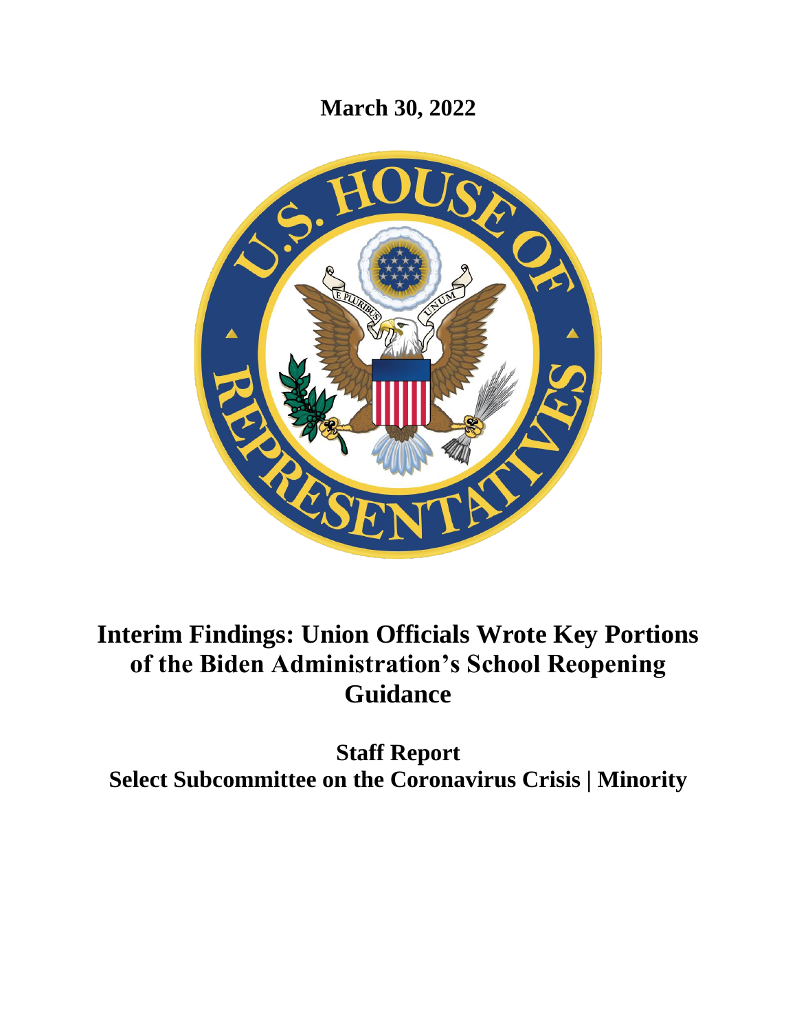**March 30, 2022**

# Interim Findings: Union Officials Wrote Key Portions of the Biden Administration's School Reopening Guidance

## Staff Report
## Select Subcommittee on the Coronavirus Crisis | Minority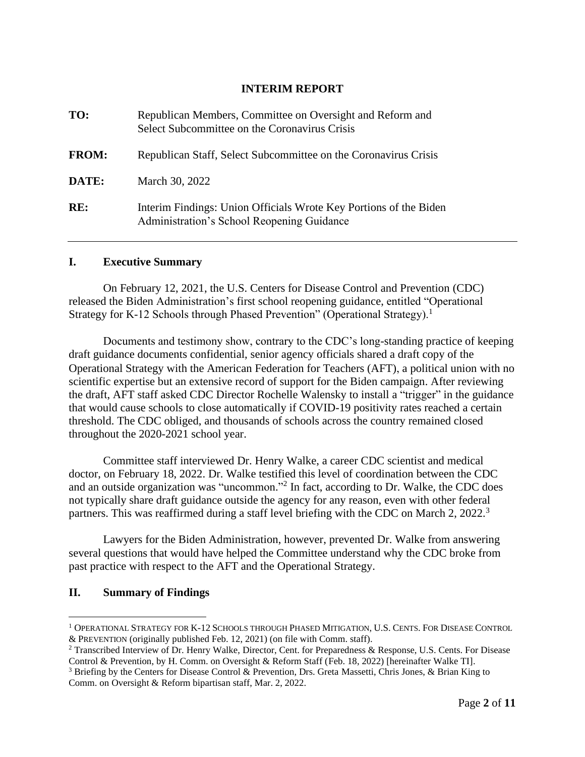## INTERIM REPORT

| | |
|---|---|
| **TO:** | Republican Members, Committee on Oversight and Reform and Select Subcommittee on the Coronavirus Crisis |
| **FROM:** | Republican Staff, Select Subcommittee on the Coronavirus Crisis |
| **DATE:** | March 30, 2022 |
| **RE:** | Interim Findings: Union Officials Wrote Key Portions of the Biden Administration's School Reopening Guidance |

## I. Executive Summary

On February 12, 2021, the U.S. Centers for Disease Control and Prevention (CDC) released the Biden Administration's first school reopening guidance, entitled "Operational Strategy for K-12 Schools through Phased Prevention" (Operational Strategy).[1]

Documents and testimony show, contrary to the CDC's long-standing practice of keeping draft guidance documents confidential, senior agency officials shared a draft copy of the Operational Strategy with the American Federation for Teachers (AFT), a political union with no scientific expertise but an extensive record of support for the Biden campaign. After reviewing the draft, AFT staff asked CDC Director Rochelle Walensky to install a "trigger" in the guidance that would cause schools to close automatically if COVID-19 positivity rates reached a certain threshold. The CDC obliged, and thousands of schools across the country remained closed throughout the 2020-2021 school year.

Committee staff interviewed Dr. Henry Walke, a career CDC scientist and medical doctor, on February 18, 2022. Dr. Walke testified this level of coordination between the CDC and an outside organization was "uncommon."[2] In fact, according to Dr. Walke, the CDC does not typically share draft guidance outside the agency for any reason, even with other federal partners. This was reaffirmed during a staff level briefing with the CDC on March 2, 2022.[3]

Lawyers for the Biden Administration, however, prevented Dr. Walke from answering several questions that would have helped the Committee understand why the CDC broke from past practice with respect to the AFT and the Operational Strategy.

## II. Summary of Findings

---

[1] Operational Strategy for K-12 Schools through Phased Mitigation, U.S. Cents. For Disease Control & Prevention (originally published Feb. 12, 2021) (on file with Comm. staff).

[2] Transcribed Interview of Dr. Henry Walke, Director, Cent. for Preparedness & Response, U.S. Cents. For Disease Control & Prevention, by H. Comm. on Oversight & Reform Staff (Feb. 18, 2022) [hereinafter Walke TI].

[3] Briefing by the Centers for Disease Control & Prevention, Drs. Greta Massetti, Chris Jones, & Brian King to Comm. on Oversight & Reform bipartisan staff, Mar. 2, 2022.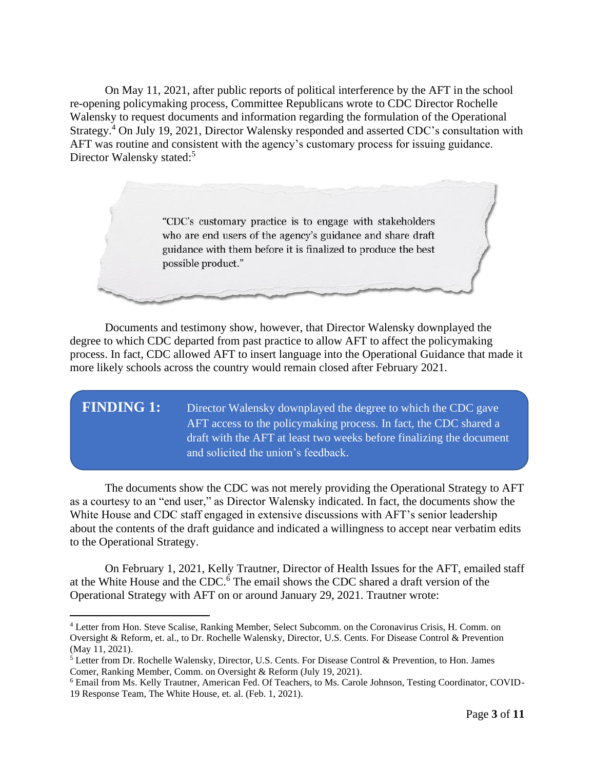On May 11, 2021, after public reports of political interference by the AFT in the school re-opening policymaking process, Committee Republicans wrote to CDC Director Rochelle Walensky to request documents and information regarding the formulation of the Operational Strategy.[4] On July 19, 2021, Director Walensky responded and asserted CDC's consultation with AFT was routine and consistent with the agency's customary process for issuing guidance. Director Walensky stated:[5]

> "CDC's customary practice is to engage with stakeholders who are end users of the agency's guidance and share draft guidance with them before it is finalized to produce the best possible product."

Documents and testimony show, however, that Director Walensky downplayed the degree to which CDC departed from past practice to allow AFT to affect the policymaking process. In fact, CDC allowed AFT to insert language into the Operational Guidance that made it more likely schools across the country would remain closed after February 2021.

**FINDING 1:** Director Walensky downplayed the degree to which the CDC gave AFT access to the policymaking process. In fact, the CDC shared a draft with the AFT at least two weeks before finalizing the document and solicited the union's feedback.

The documents show the CDC was not merely providing the Operational Strategy to AFT as a courtesy to an "end user," as Director Walensky indicated. In fact, the documents show the White House and CDC staff engaged in extensive discussions with AFT's senior leadership about the contents of the draft guidance and indicated a willingness to accept near verbatim edits to the Operational Strategy.

On February 1, 2021, Kelly Trautner, Director of Health Issues for the AFT, emailed staff at the White House and the CDC.[6] The email shows the CDC shared a draft version of the Operational Strategy with AFT on or around January 29, 2021. Trautner wrote:

---

[4] Letter from Hon. Steve Scalise, Ranking Member, Select Subcomm. on the Coronavirus Crisis, H. Comm. on Oversight & Reform, et. al., to Dr. Rochelle Walensky, Director, U.S. Cents. For Disease Control & Prevention (May 11, 2021).

[5] Letter from Dr. Rochelle Walensky, Director, U.S. Cents. For Disease Control & Prevention, to Hon. James Comer, Ranking Member, Comm. on Oversight & Reform (July 19, 2021).

[6] Email from Ms. Kelly Trautner, American Fed. Of Teachers, to Ms. Carole Johnson, Testing Coordinator, COVID-19 Response Team, The White House, et. al. (Feb. 1, 2021).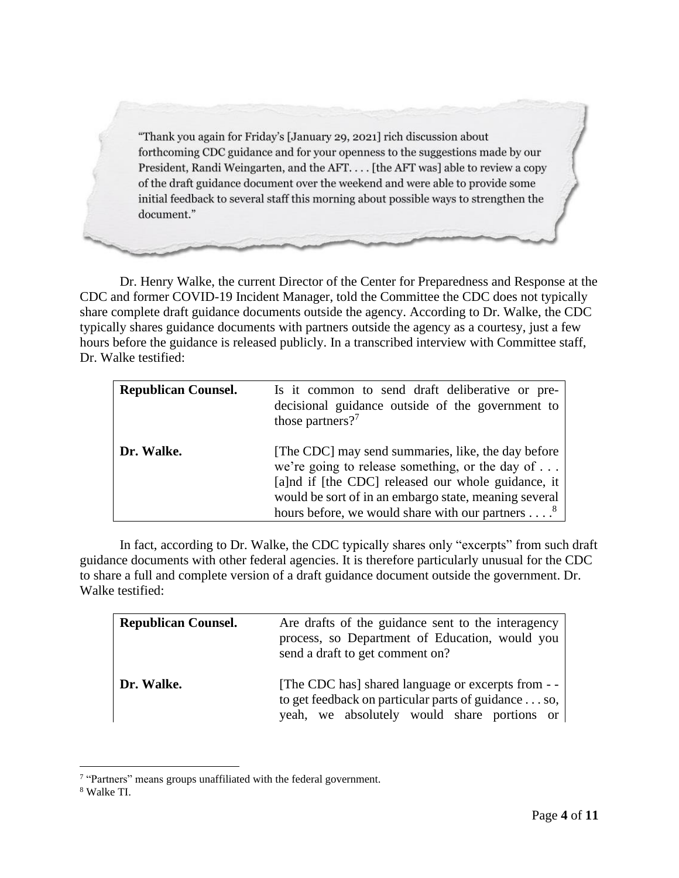> "Thank you again for Friday's [January 29, 2021] rich discussion about forthcoming CDC guidance and for your openness to the suggestions made by our President, Randi Weingarten, and the AFT. . . . [the AFT was] able to review a copy of the draft guidance document over the weekend and were able to provide some initial feedback to several staff this morning about possible ways to strengthen the document."

Dr. Henry Walke, the current Director of the Center for Preparedness and Response at the CDC and former COVID-19 Incident Manager, told the Committee the CDC does not typically share complete draft guidance documents outside the agency. According to Dr. Walke, the CDC typically shares guidance documents with partners outside the agency as a courtesy, just a few hours before the guidance is released publicly. In a transcribed interview with Committee staff, Dr. Walke testified:

| | |
|---|---|
| **Republican Counsel.** | Is it common to send draft deliberative or pre-decisional guidance outside of the government to those partners?[7] |
| **Dr. Walke.** | [The CDC] may send summaries, like, the day before we're going to release something, or the day of . . . [a]nd if [the CDC] released our whole guidance, it would be sort of in an embargo state, meaning several hours before, we would share with our partners . . . .[8] |

In fact, according to Dr. Walke, the CDC typically shares only "excerpts" from such draft guidance documents with other federal agencies. It is therefore particularly unusual for the CDC to share a full and complete version of a draft guidance document outside the government. Dr. Walke testified:

| | |
|---|---|
| **Republican Counsel.** | Are drafts of the guidance sent to the interagency process, so Department of Education, would you send a draft to get comment on? |
| **Dr. Walke.** | [The CDC has] shared language or excerpts from - - to get feedback on particular parts of guidance . . . so, yeah, we absolutely would share portions or |

[7] "Partners" means groups unaffiliated with the federal government.

[8] Walke TI.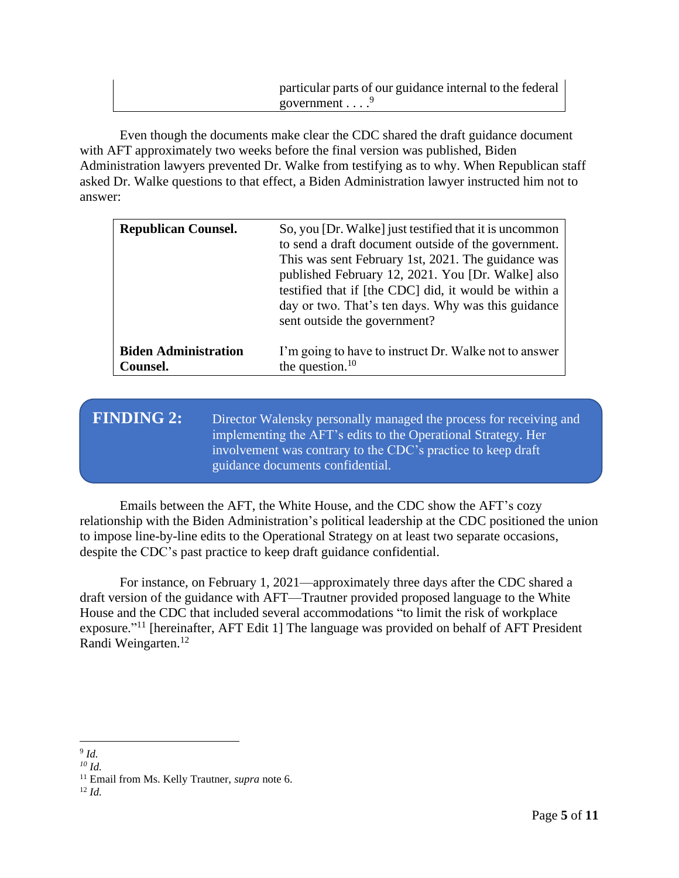| | particular parts of our guidance internal to the federal government . . . .[9] |
|---|---|

Even though the documents make clear the CDC shared the draft guidance document with AFT approximately two weeks before the final version was published, Biden Administration lawyers prevented Dr. Walke from testifying as to why. When Republican staff asked Dr. Walke questions to that effect, a Biden Administration lawyer instructed him not to answer:

| | |
|---|---|
| **Republican Counsel.** | So, you [Dr. Walke] just testified that it is uncommon to send a draft document outside of the government. This was sent February 1st, 2021. The guidance was published February 12, 2021. You [Dr. Walke] also testified that if [the CDC] did, it would be within a day or two. That's ten days. Why was this guidance sent outside the government? |
| **Biden Administration Counsel.** | I'm going to have to instruct Dr. Walke not to answer the question.[10] |

**FINDING 2:** Director Walensky personally managed the process for receiving and implementing the AFT's edits to the Operational Strategy. Her involvement was contrary to the CDC's practice to keep draft guidance documents confidential.

Emails between the AFT, the White House, and the CDC show the AFT's cozy relationship with the Biden Administration's political leadership at the CDC positioned the union to impose line-by-line edits to the Operational Strategy on at least two separate occasions, despite the CDC's past practice to keep draft guidance confidential.

For instance, on February 1, 2021—approximately three days after the CDC shared a draft version of the guidance with AFT—Trautner provided proposed language to the White House and the CDC that included several accommodations "to limit the risk of workplace exposure."[11] [hereinafter, AFT Edit 1] The language was provided on behalf of AFT President Randi Weingarten.[12]

---

[9] *Id.*

[10] *Id.*

[11] Email from Ms. Kelly Trautner, *supra* note 6.

[12] *Id.*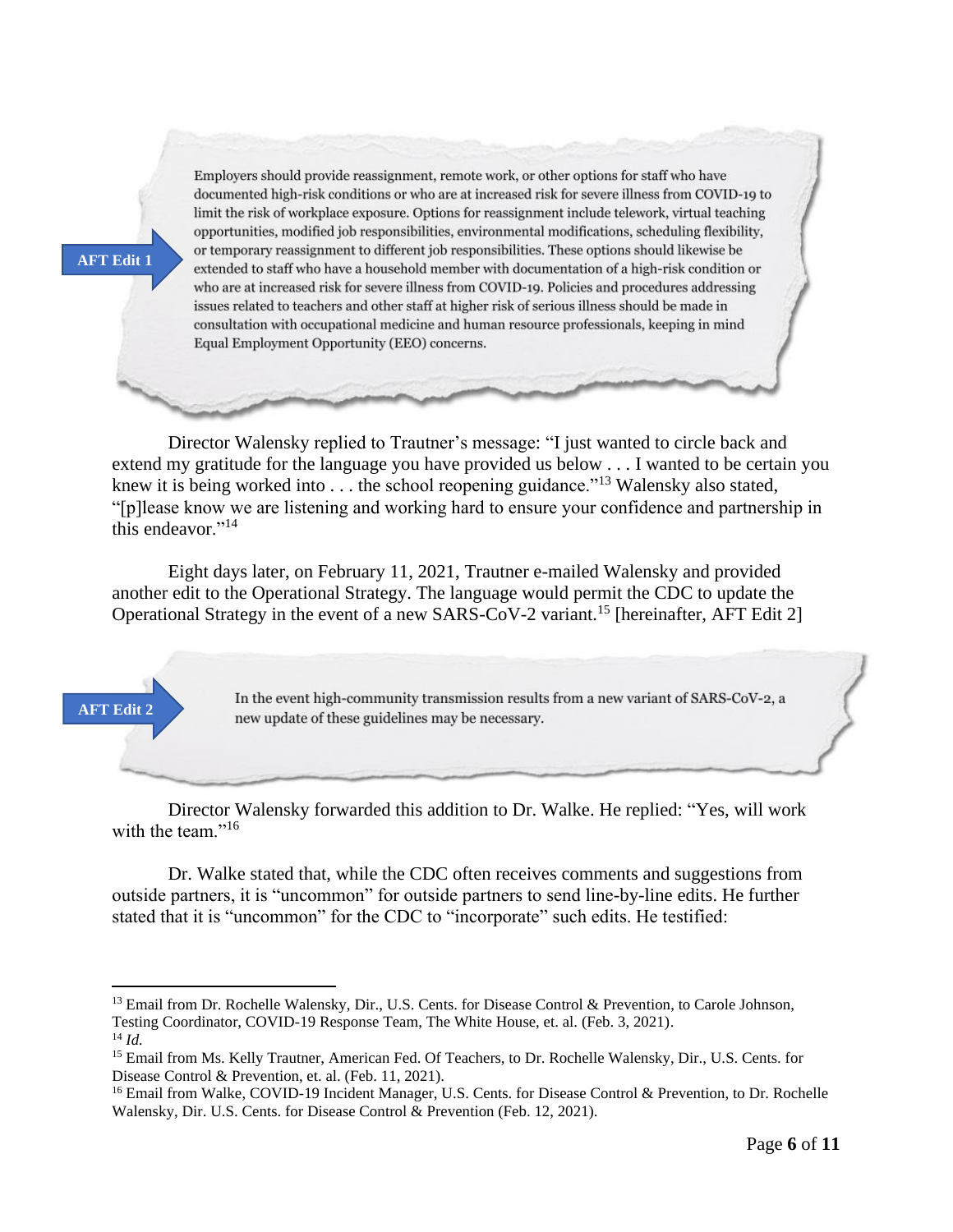**AFT Edit 1**

> Employers should provide reassignment, remote work, or other options for staff who have documented high-risk conditions or who are at increased risk for severe illness from COVID-19 to limit the risk of workplace exposure. Options for reassignment include telework, virtual teaching opportunities, modified job responsibilities, environmental modifications, scheduling flexibility, or temporary reassignment to different job responsibilities. These options should likewise be extended to staff who have a household member with documentation of a high-risk condition or who are at increased risk for severe illness from COVID-19. Policies and procedures addressing issues related to teachers and other staff at higher risk of serious illness should be made in consultation with occupational medicine and human resource professionals, keeping in mind Equal Employment Opportunity (EEO) concerns.

Director Walensky replied to Trautner's message: "I just wanted to circle back and extend my gratitude for the language you have provided us below . . . I wanted to be certain you knew it is being worked into . . . the school reopening guidance."[13] Walensky also stated, "[p]lease know we are listening and working hard to ensure your confidence and partnership in this endeavor."[14]

Eight days later, on February 11, 2021, Trautner e-mailed Walensky and provided another edit to the Operational Strategy. The language would permit the CDC to update the Operational Strategy in the event of a new SARS-CoV-2 variant.[15] [hereinafter, AFT Edit 2]

**AFT Edit 2**

> In the event high-community transmission results from a new variant of SARS-CoV-2, a new update of these guidelines may be necessary.

Director Walensky forwarded this addition to Dr. Walke. He replied: "Yes, will work with the team."[16]

Dr. Walke stated that, while the CDC often receives comments and suggestions from outside partners, it is "uncommon" for outside partners to send line-by-line edits. He further stated that it is "uncommon" for the CDC to "incorporate" such edits. He testified:

---

[13] Email from Dr. Rochelle Walensky, Dir., U.S. Cents. for Disease Control & Prevention, to Carole Johnson, Testing Coordinator, COVID-19 Response Team, The White House, et. al. (Feb. 3, 2021).

[14] *Id.*

[15] Email from Ms. Kelly Trautner, American Fed. Of Teachers, to Dr. Rochelle Walensky, Dir., U.S. Cents. for Disease Control & Prevention, et. al. (Feb. 11, 2021).

[16] Email from Walke, COVID-19 Incident Manager, U.S. Cents. for Disease Control & Prevention, to Dr. Rochelle Walensky, Dir. U.S. Cents. for Disease Control & Prevention (Feb. 12, 2021).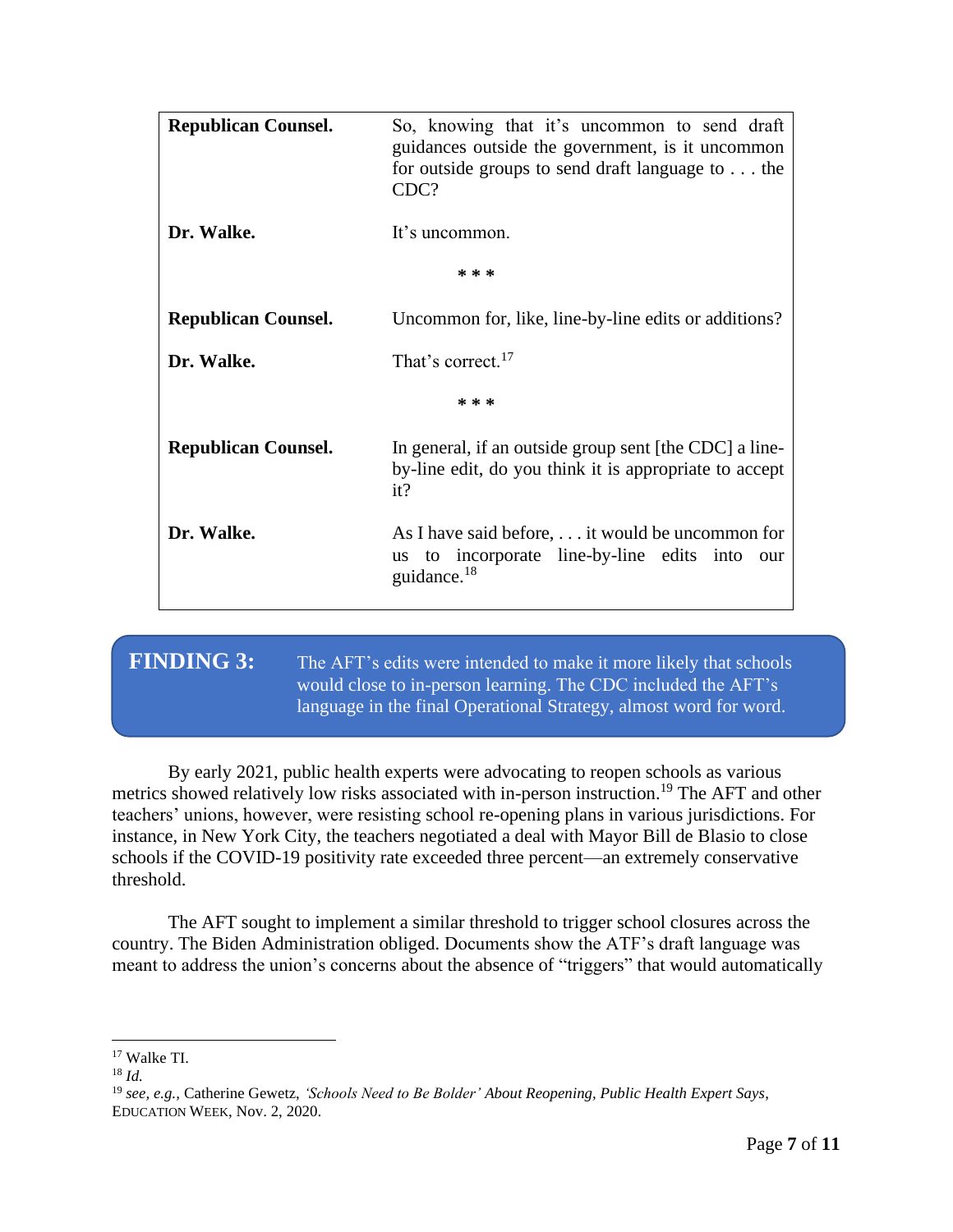| | |
|---|---|
| **Republican Counsel.** | So, knowing that it's uncommon to send draft guidances outside the government, is it uncommon for outside groups to send draft language to . . . the CDC? |
| **Dr. Walke.** | It's uncommon. |
| | * * * |
| **Republican Counsel.** | Uncommon for, like, line-by-line edits or additions? |
| **Dr. Walke.** | That's correct.[17] |
| | * * * |
| **Republican Counsel.** | In general, if an outside group sent [the CDC] a line-by-line edit, do you think it is appropriate to accept it? |
| **Dr. Walke.** | As I have said before, . . . it would be uncommon for us to incorporate line-by-line edits into our guidance.[18] |

**FINDING 3:** The AFT's edits were intended to make it more likely that schools would close to in-person learning. The CDC included the AFT's language in the final Operational Strategy, almost word for word.

By early 2021, public health experts were advocating to reopen schools as various metrics showed relatively low risks associated with in-person instruction.[19] The AFT and other teachers' unions, however, were resisting school re-opening plans in various jurisdictions. For instance, in New York City, the teachers negotiated a deal with Mayor Bill de Blasio to close schools if the COVID-19 positivity rate exceeded three percent—an extremely conservative threshold.

The AFT sought to implement a similar threshold to trigger school closures across the country. The Biden Administration obliged. Documents show the ATF's draft language was meant to address the union's concerns about the absence of "triggers" that would automatically

---

[17] Walke TI.

[18] *Id.*

[19] *see, e.g.,* Catherine Gewetz, *'Schools Need to Be Bolder' About Reopening, Public Health Expert Says*, EDUCATION WEEK, Nov. 2, 2020.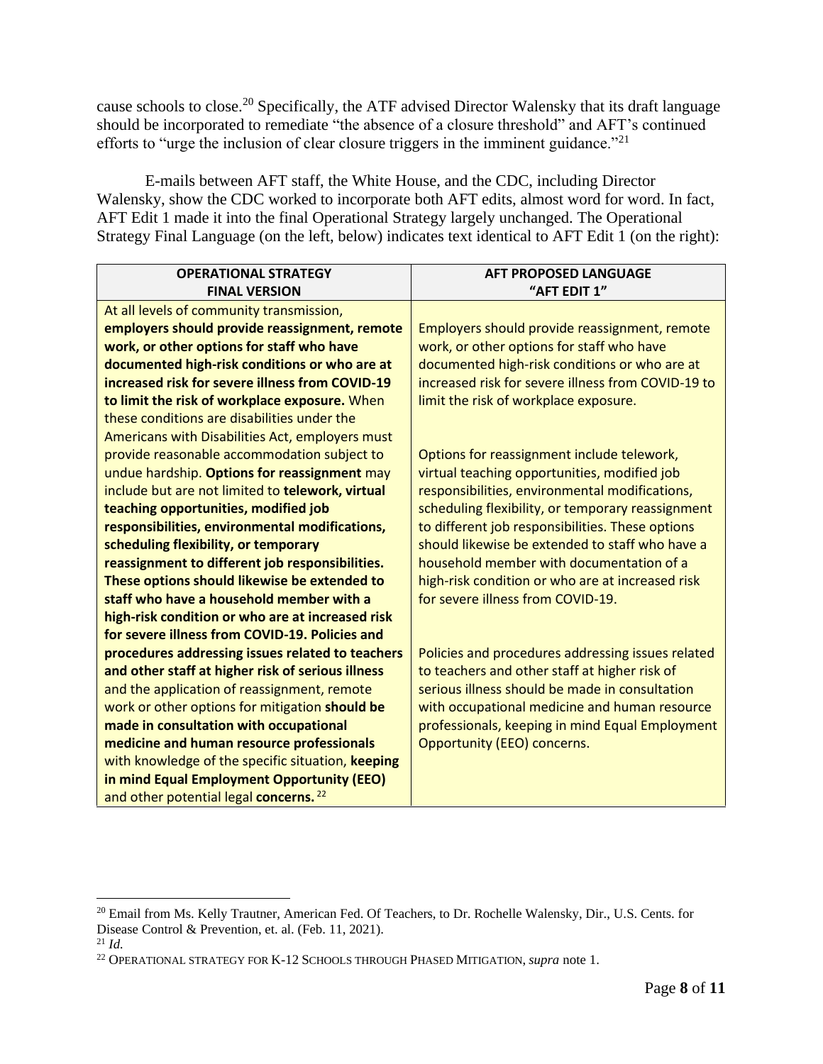cause schools to close.[20] Specifically, the ATF advised Director Walensky that its draft language should be incorporated to remediate "the absence of a closure threshold" and AFT's continued efforts to "urge the inclusion of clear closure triggers in the imminent guidance."[21]

E-mails between AFT staff, the White House, and the CDC, including Director Walensky, show the CDC worked to incorporate both AFT edits, almost word for word. In fact, AFT Edit 1 made it into the final Operational Strategy largely unchanged. The Operational Strategy Final Language (on the left, below) indicates text identical to AFT Edit 1 (on the right):

| OPERATIONAL STRATEGY FINAL VERSION | AFT PROPOSED LANGUAGE "AFT EDIT 1" |
|---|---|
| At all levels of community transmission, **employers should provide reassignment, remote work, or other options for staff who have documented high-risk conditions or who are at increased risk for severe illness from COVID-19 to limit the risk of workplace exposure.** When these conditions are disabilities under the Americans with Disabilities Act, employers must provide reasonable accommodation subject to undue hardship. **Options for reassignment** may include but are not limited to **telework, virtual teaching opportunities, modified job responsibilities, environmental modifications, scheduling flexibility, or temporary reassignment to different job responsibilities. These options should likewise be extended to staff who have a household member with a high-risk condition or who are at increased risk for severe illness from COVID-19. Policies and procedures addressing issues related to teachers and other staff at higher risk of serious illness** and the application of reassignment, remote work or other options for mitigation **should be made in consultation with occupational medicine and human resource professionals** with knowledge of the specific situation, **keeping in mind Equal Employment Opportunity (EEO)** and other potential legal **concerns.**[22] | Employers should provide reassignment, remote work, or other options for staff who have documented high-risk conditions or who are at increased risk for severe illness from COVID-19 to limit the risk of workplace exposure.<br><br>Options for reassignment include telework, virtual teaching opportunities, modified job responsibilities, environmental modifications, scheduling flexibility, or temporary reassignment to different job responsibilities. These options should likewise be extended to staff who have a household member with documentation of a high-risk condition or who are at increased risk for severe illness from COVID-19.<br><br>Policies and procedures addressing issues related to teachers and other staff at higher risk of serious illness should be made in consultation with occupational medicine and human resource professionals, keeping in mind Equal Employment Opportunity (EEO) concerns. |

[20] Email from Ms. Kelly Trautner, American Fed. Of Teachers, to Dr. Rochelle Walensky, Dir., U.S. Cents. for Disease Control & Prevention, et. al. (Feb. 11, 2021).

[21] *Id.*

[22] OPERATIONAL STRATEGY FOR K-12 SCHOOLS THROUGH PHASED MITIGATION, *supra* note 1.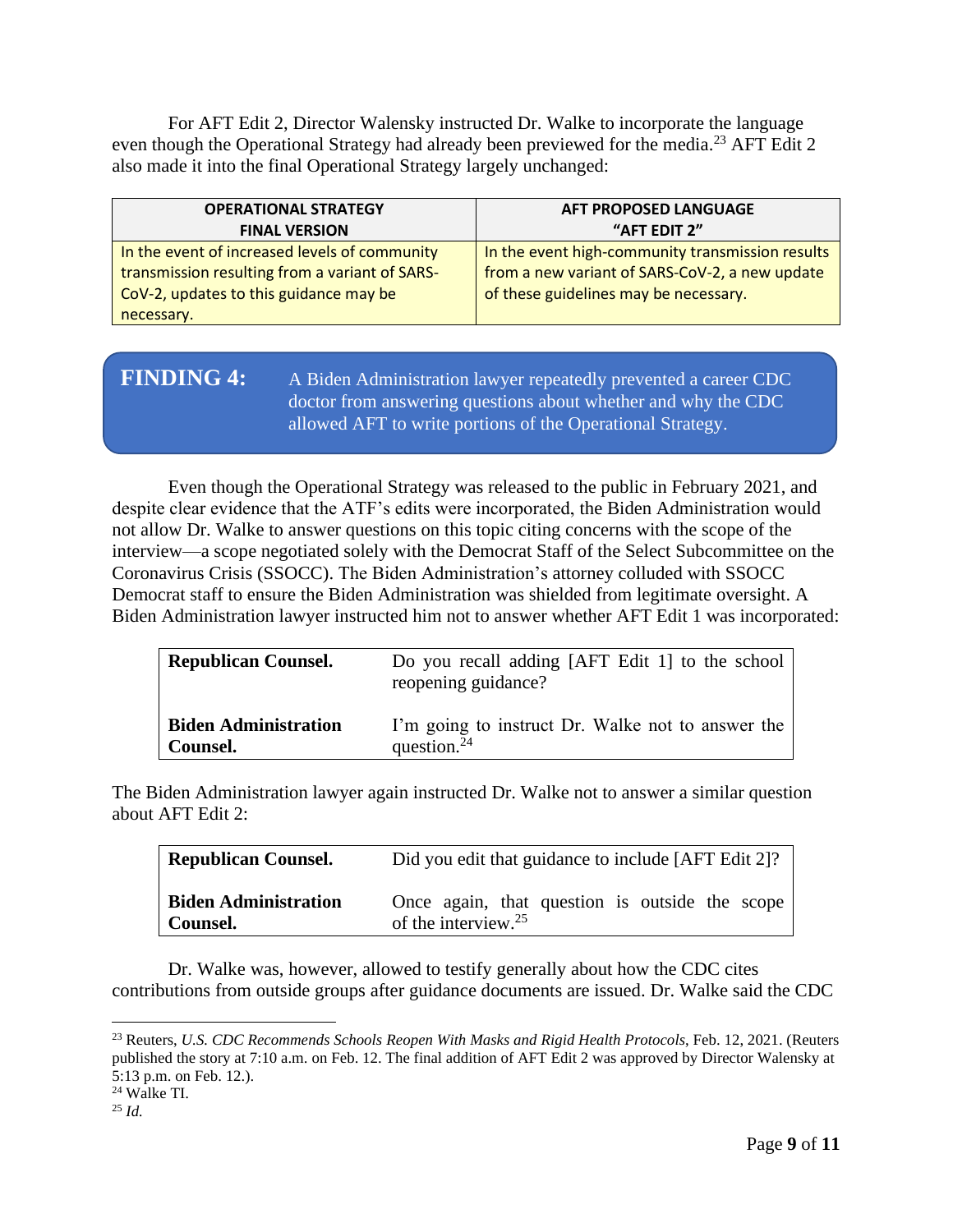For AFT Edit 2, Director Walensky instructed Dr. Walke to incorporate the language even though the Operational Strategy had already been previewed for the media.[23] AFT Edit 2 also made it into the final Operational Strategy largely unchanged:

| OPERATIONAL STRATEGY FINAL VERSION | AFT PROPOSED LANGUAGE "AFT EDIT 2" |
|---|---|
| In the event of increased levels of community transmission resulting from a variant of SARS-CoV-2, updates to this guidance may be necessary. | In the event high-community transmission results from a new variant of SARS-CoV-2, a new update of these guidelines may be necessary. |

**FINDING 4:** A Biden Administration lawyer repeatedly prevented a career CDC doctor from answering questions about whether and why the CDC allowed AFT to write portions of the Operational Strategy.

Even though the Operational Strategy was released to the public in February 2021, and despite clear evidence that the ATF's edits were incorporated, the Biden Administration would not allow Dr. Walke to answer questions on this topic citing concerns with the scope of the interview—a scope negotiated solely with the Democrat Staff of the Select Subcommittee on the Coronavirus Crisis (SSOCC). The Biden Administration's attorney colluded with SSOCC Democrat staff to ensure the Biden Administration was shielded from legitimate oversight. A Biden Administration lawyer instructed him not to answer whether AFT Edit 1 was incorporated:

| | |
|---|---|
| **Republican Counsel.** | Do you recall adding [AFT Edit 1] to the school reopening guidance? |
| **Biden Administration Counsel.** | I'm going to instruct Dr. Walke not to answer the question.[24] |

The Biden Administration lawyer again instructed Dr. Walke not to answer a similar question about AFT Edit 2:

| | |
|---|---|
| **Republican Counsel.** | Did you edit that guidance to include [AFT Edit 2]? |
| **Biden Administration Counsel.** | Once again, that question is outside the scope of the interview.[25] |

Dr. Walke was, however, allowed to testify generally about how the CDC cites contributions from outside groups after guidance documents are issued. Dr. Walke said the CDC

---

[23] Reuters, *U.S. CDC Recommends Schools Reopen With Masks and Rigid Health Protocols*, Feb. 12, 2021. (Reuters published the story at 7:10 a.m. on Feb. 12. The final addition of AFT Edit 2 was approved by Director Walensky at 5:13 p.m. on Feb. 12.).

[24] Walke TI.

[25] *Id.*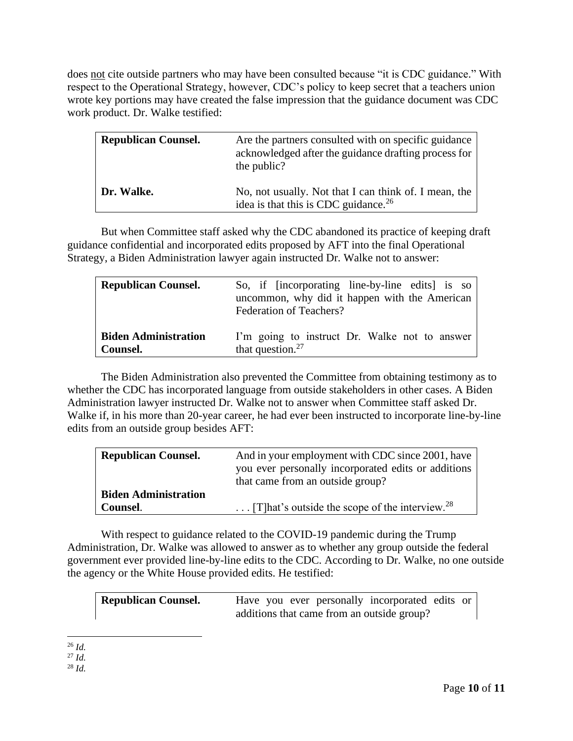does <u>not</u> cite outside partners who may have been consulted because "it is CDC guidance." With respect to the Operational Strategy, however, CDC's policy to keep secret that a teachers union wrote key portions may have created the false impression that the guidance document was CDC work product. Dr. Walke testified:

| | |
|---|---|
| **Republican Counsel.** | Are the partners consulted with on specific guidance acknowledged after the guidance drafting process for the public? |
| **Dr. Walke.** | No, not usually. Not that I can think of. I mean, the idea is that this is CDC guidance.[26] |

But when Committee staff asked why the CDC abandoned its practice of keeping draft guidance confidential and incorporated edits proposed by AFT into the final Operational Strategy, a Biden Administration lawyer again instructed Dr. Walke not to answer:

| | |
|---|---|
| **Republican Counsel.** | So, if [incorporating line-by-line edits] is so uncommon, why did it happen with the American Federation of Teachers? |
| **Biden Administration Counsel.** | I'm going to instruct Dr. Walke not to answer that question.[27] |

The Biden Administration also prevented the Committee from obtaining testimony as to whether the CDC has incorporated language from outside stakeholders in other cases. A Biden Administration lawyer instructed Dr. Walke not to answer when Committee staff asked Dr. Walke if, in his more than 20-year career, he had ever been instructed to incorporate line-by-line edits from an outside group besides AFT:

| | |
|---|---|
| **Republican Counsel.** | And in your employment with CDC since 2001, have you ever personally incorporated edits or additions that came from an outside group? |
| **Biden Administration Counsel**. | . . . [T]hat's outside the scope of the interview.[28] |

With respect to guidance related to the COVID-19 pandemic during the Trump Administration, Dr. Walke was allowed to answer as to whether any group outside the federal government ever provided line-by-line edits to the CDC. According to Dr. Walke, no one outside the agency or the White House provided edits. He testified:

| | |
|---|---|
| **Republican Counsel.** | Have you ever personally incorporated edits or additions that came from an outside group? |

[26] *Id.*
[27] *Id.*
[28] *Id.*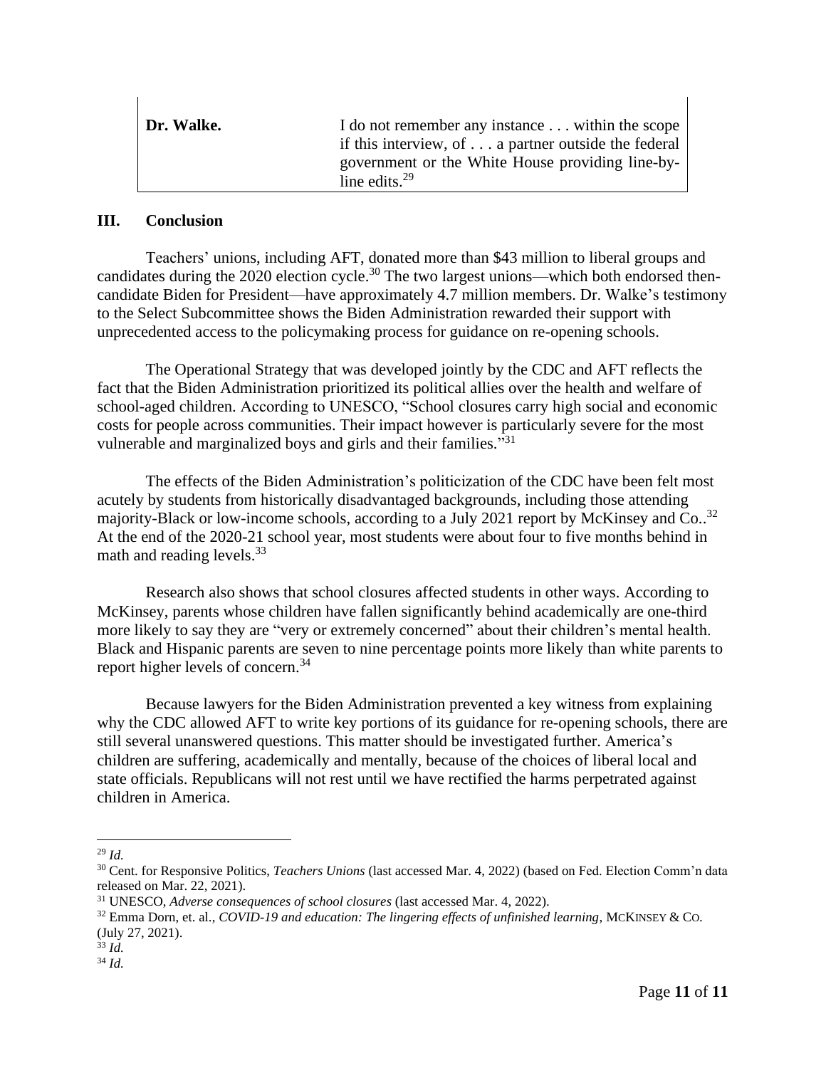| | |
|---|---|
| **Dr. Walke.** | I do not remember any instance . . . within the scope if this interview, of . . . a partner outside the federal government or the White House providing line-by-line edits.[29] |

## III. Conclusion

Teachers' unions, including AFT, donated more than $43 million to liberal groups and candidates during the 2020 election cycle.[30] The two largest unions—which both endorsed then-candidate Biden for President—have approximately 4.7 million members. Dr. Walke's testimony to the Select Subcommittee shows the Biden Administration rewarded their support with unprecedented access to the policymaking process for guidance on re-opening schools.

The Operational Strategy that was developed jointly by the CDC and AFT reflects the fact that the Biden Administration prioritized its political allies over the health and welfare of school-aged children. According to UNESCO, "School closures carry high social and economic costs for people across communities. Their impact however is particularly severe for the most vulnerable and marginalized boys and girls and their families."[31]

The effects of the Biden Administration's politicization of the CDC have been felt most acutely by students from historically disadvantaged backgrounds, including those attending majority-Black or low-income schools, according to a July 2021 report by McKinsey and Co..[32] At the end of the 2020-21 school year, most students were about four to five months behind in math and reading levels.[33]

Research also shows that school closures affected students in other ways. According to McKinsey, parents whose children have fallen significantly behind academically are one-third more likely to say they are "very or extremely concerned" about their children's mental health. Black and Hispanic parents are seven to nine percentage points more likely than white parents to report higher levels of concern.[34]

Because lawyers for the Biden Administration prevented a key witness from explaining why the CDC allowed AFT to write key portions of its guidance for re-opening schools, there are still several unanswered questions. This matter should be investigated further. America's children are suffering, academically and mentally, because of the choices of liberal local and state officials. Republicans will not rest until we have rectified the harms perpetrated against children in America.

---

[29] *Id.*

[30] Cent. for Responsive Politics, *Teachers Unions* (last accessed Mar. 4, 2022) (based on Fed. Election Comm'n data released on Mar. 22, 2021).

[31] UNESCO, *Adverse consequences of school closures* (last accessed Mar. 4, 2022).

[32] Emma Dorn, et. al., *COVID-19 and education: The lingering effects of unfinished learning*, MCKINSEY & CO. (July 27, 2021).

[33] *Id.*

[34] *Id.*